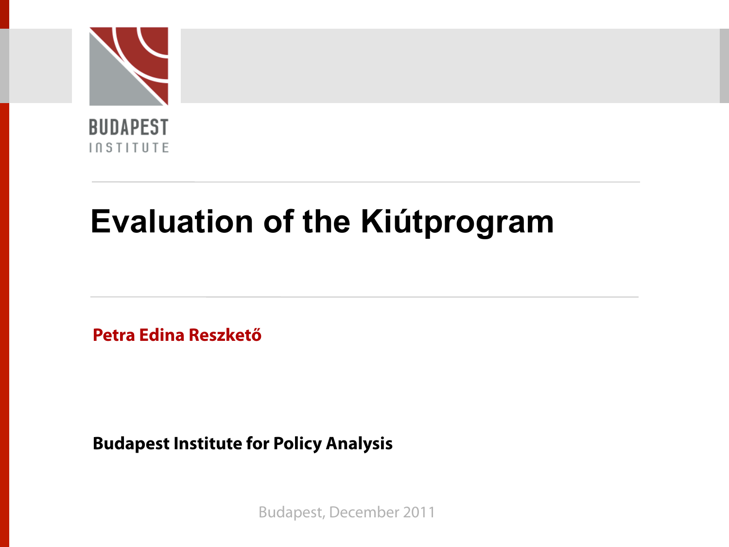BUDAPEST INSTITUTE

# Evaluation of the Kiútprogram

**Petra Edina Reszkető**

**Budapest Institute for Policy Analysis**

Budapest, December 2011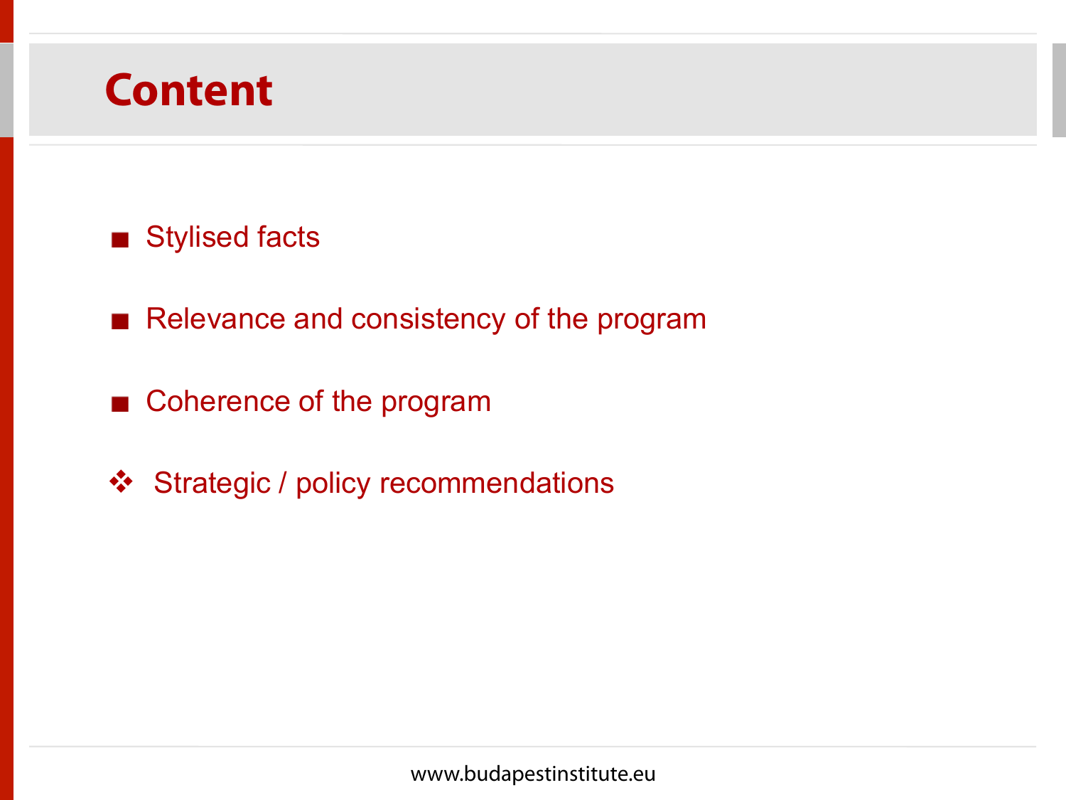# Content

- Stylised facts
- Relevance and consistency of the program
- Coherence of the program
- Strategic / policy recommendations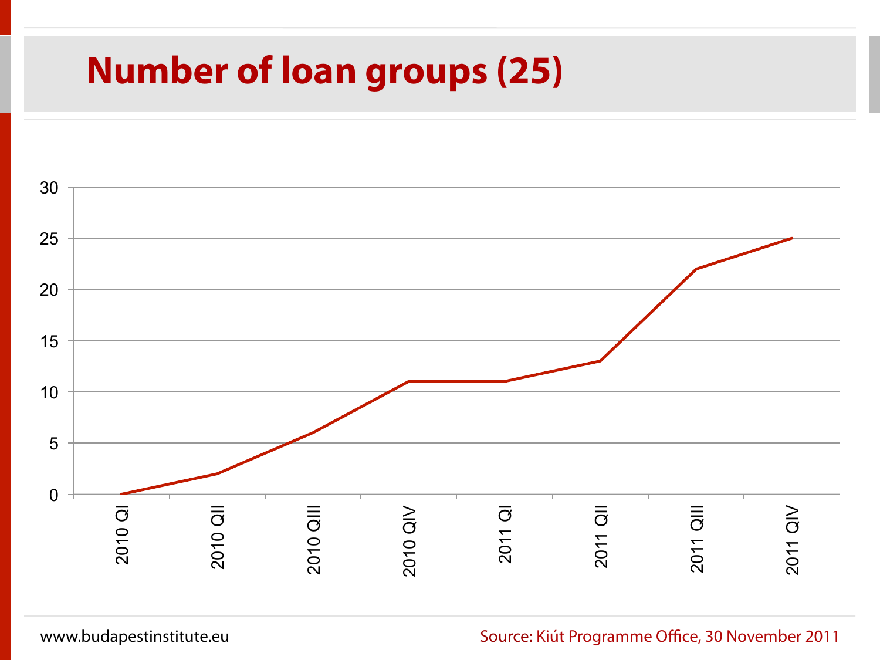# Number of loan groups (25)

Source: Kiút Programme Office, 30 November 2011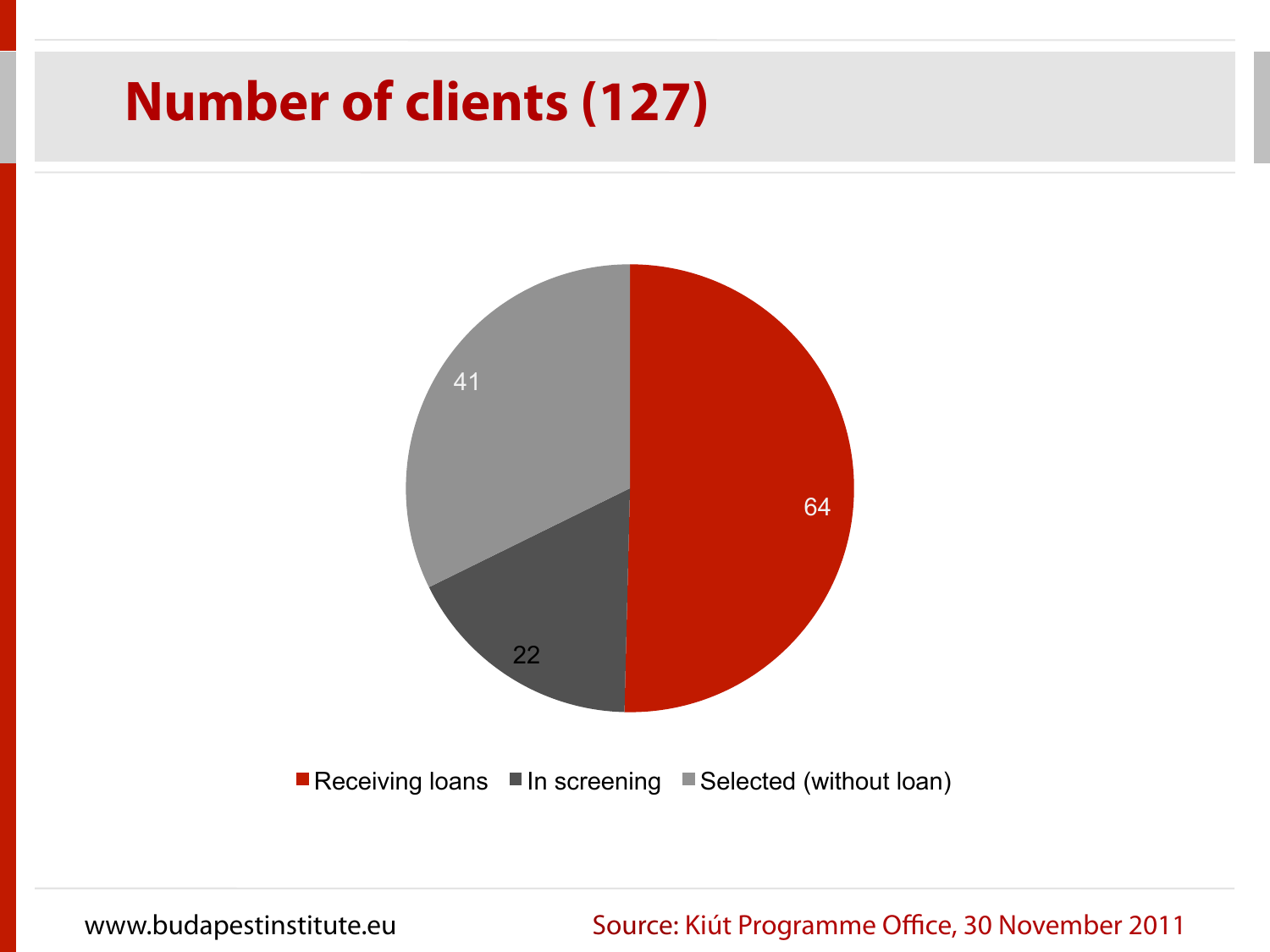# Number of clients (127)

| Category | Number of clients |
|---|---|
| Receiving loans | 64 |
| In screening | 22 |
| Selected (without loan) | 41 |

www.budapestinstitute.eu

Source: Kiút Programme Office, 30 November 2011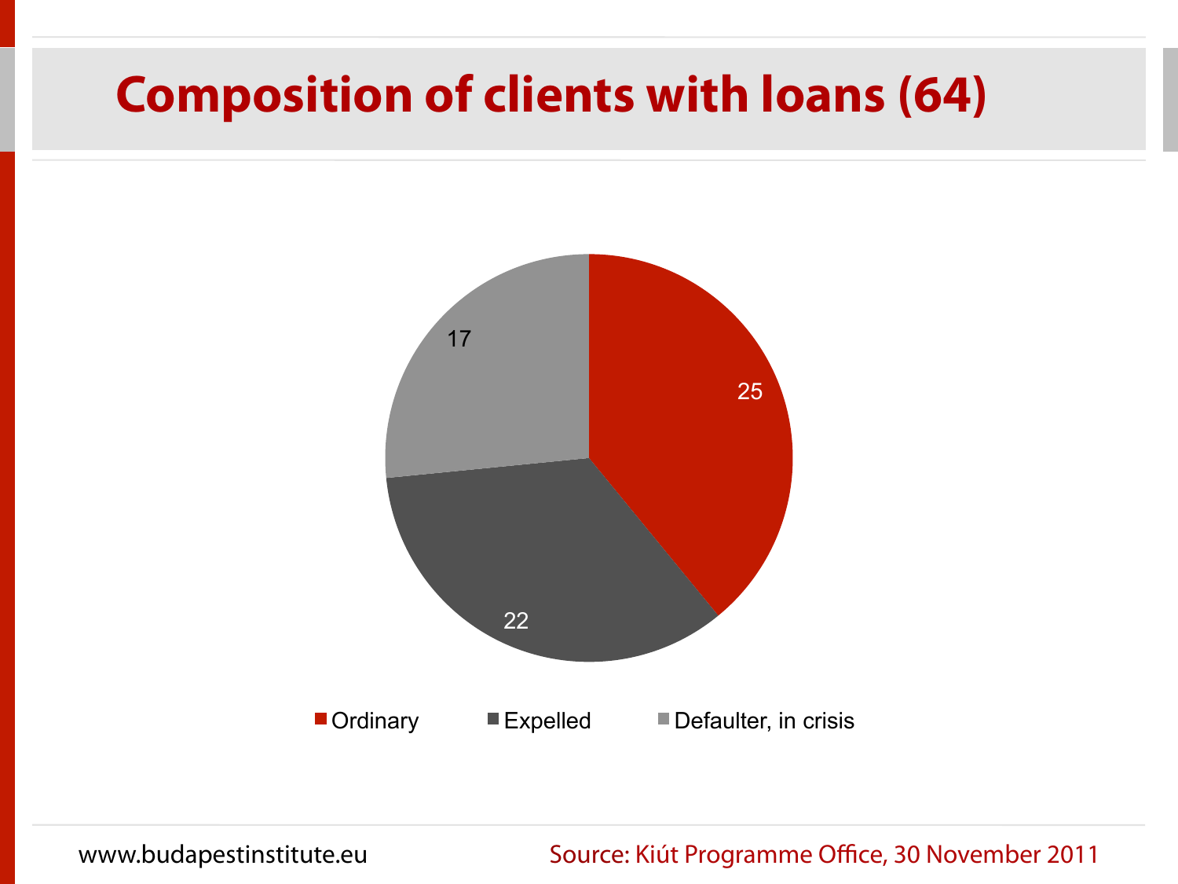# Composition of clients with loans (64)

| Category | Number |
| --- | --- |
| Ordinary | 25 |
| Expelled | 22 |
| Defaulter, in crisis | 17 |

www.budapestinstitute.eu

Source: Kiút Programme Office, 30 November 2011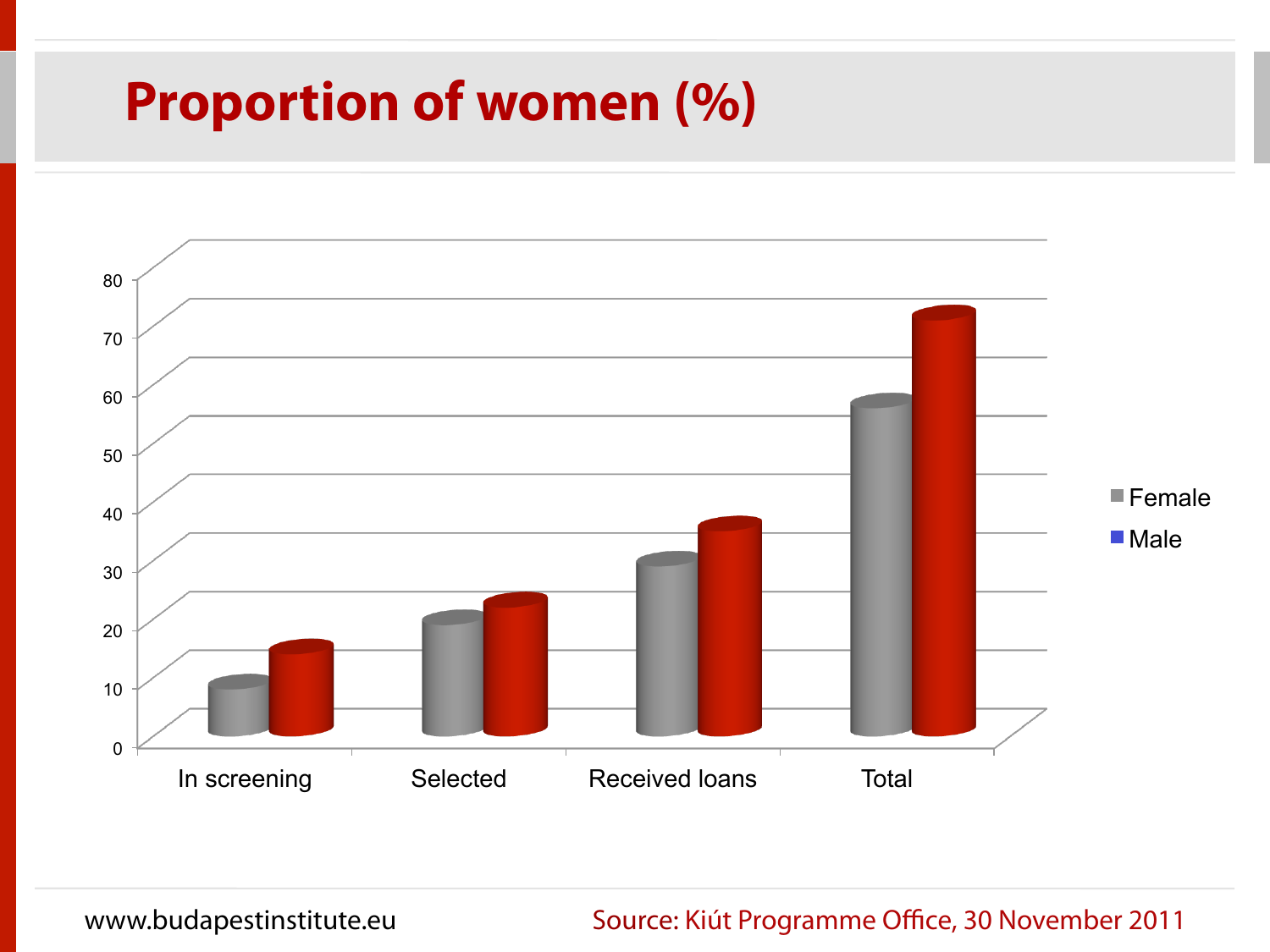# Proportion of women (%)

Legend: Female, Male

Categories: In screening, Selected, Received loans, Total

Y-axis: 0, 10, 20, 30, 40, 50, 60, 70, 80

www.budapestinstitute.eu

Source: Kiút Programme Office, 30 November 2011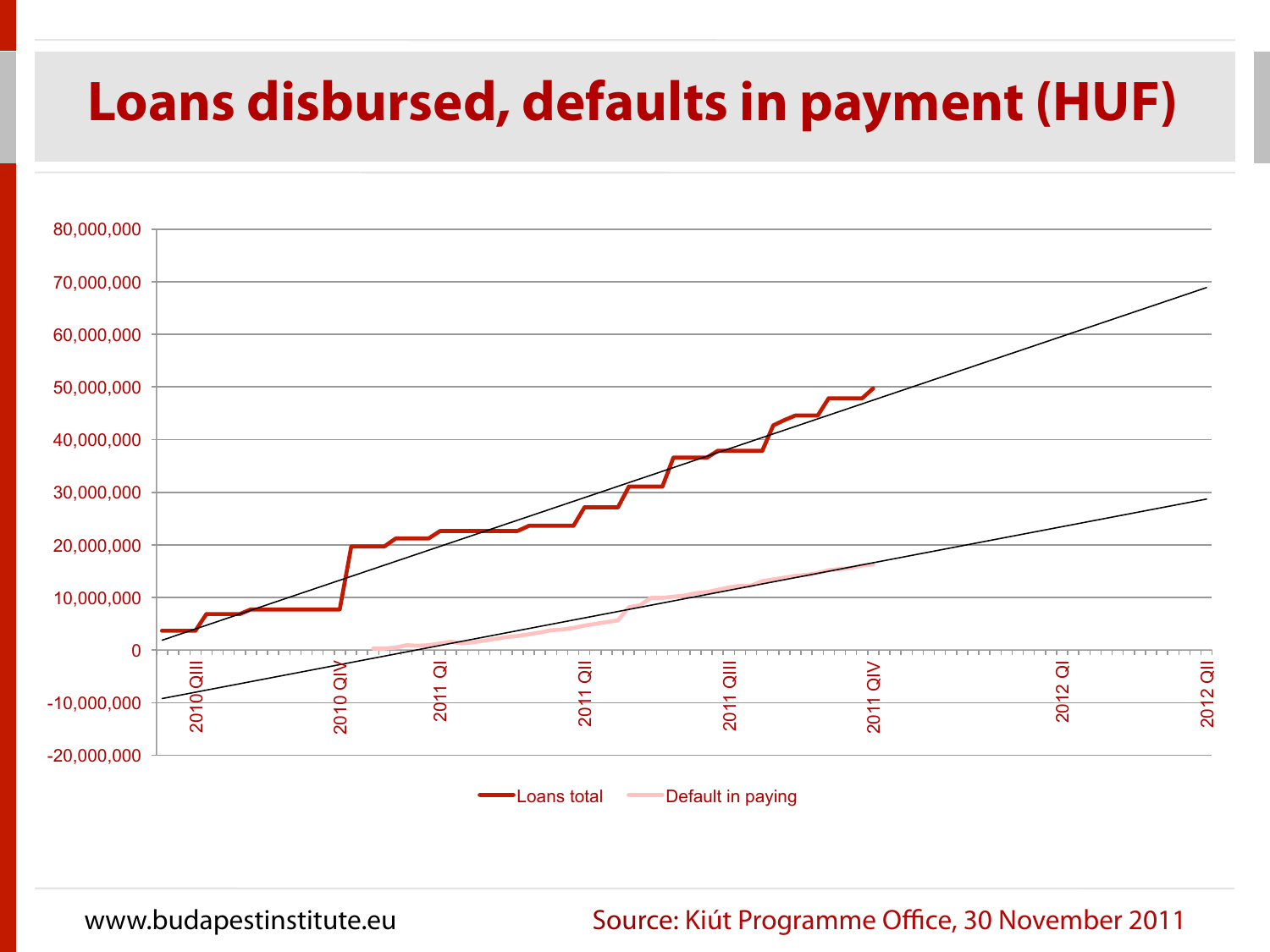# Loans disbursed, defaults in payment (HUF)

80,000,000
70,000,000
60,000,000
50,000,000
40,000,000
30,000,000
20,000,000
10,000,000
0
-10,000,000
-20,000,000

2010 QIII, 2010 QIV, 2011 QI, 2011 QII, 2011 QIII, 2011 QIV, 2012 QI, 2012 QII

Loans total — Default in paying

www.budapestinstitute.eu

Source: Kiút Programme Office, 30 November 2011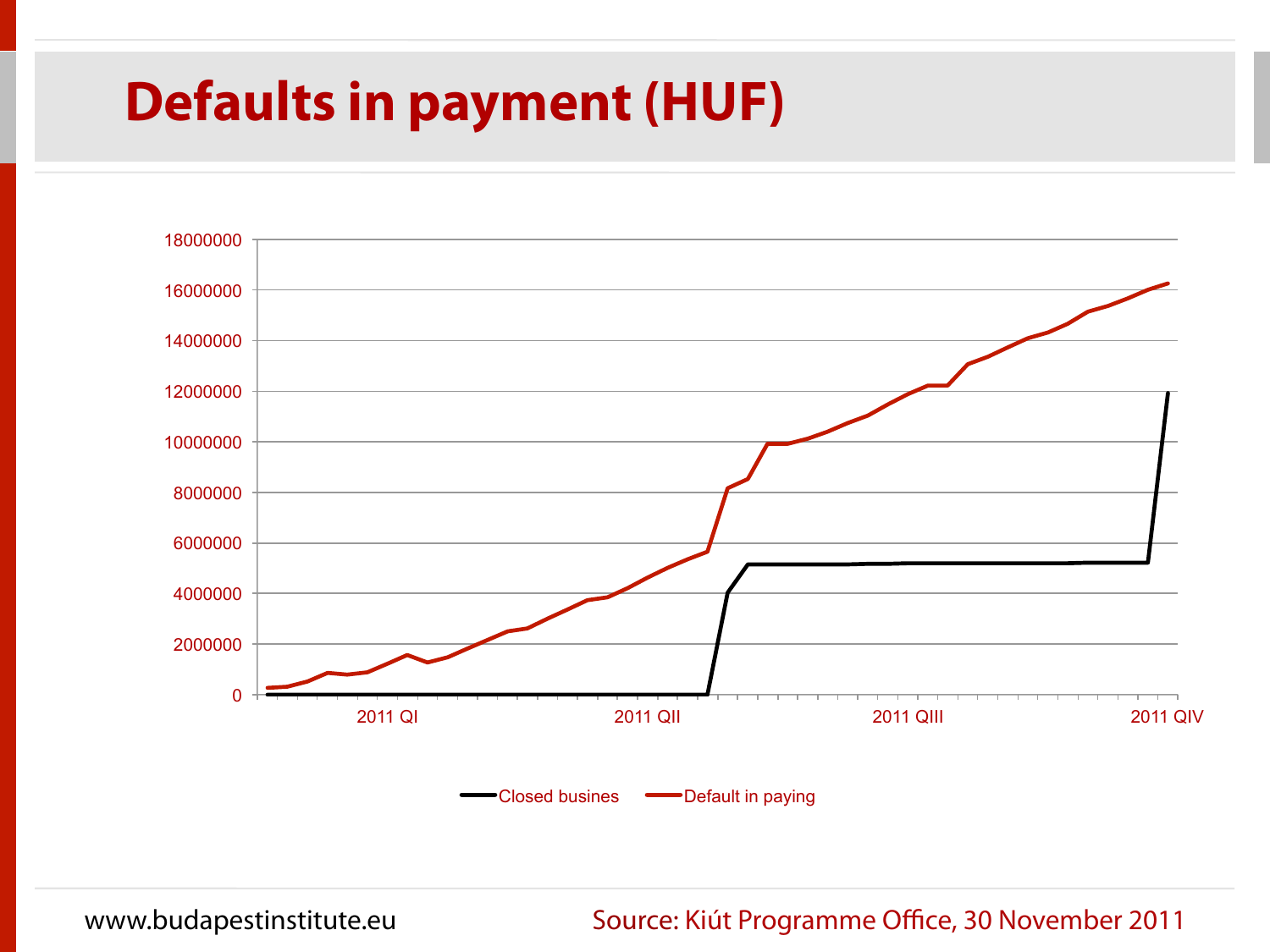# Defaults in payment (HUF)

18000000
16000000
14000000
12000000
10000000
8000000
6000000
4000000
2000000
0

2011 QI | 2011 QII | 2011 QIII | 2011 QIV

Closed busines | Default in paying

www.budapestinstitute.eu

Source: Kiút Programme Office, 30 November 2011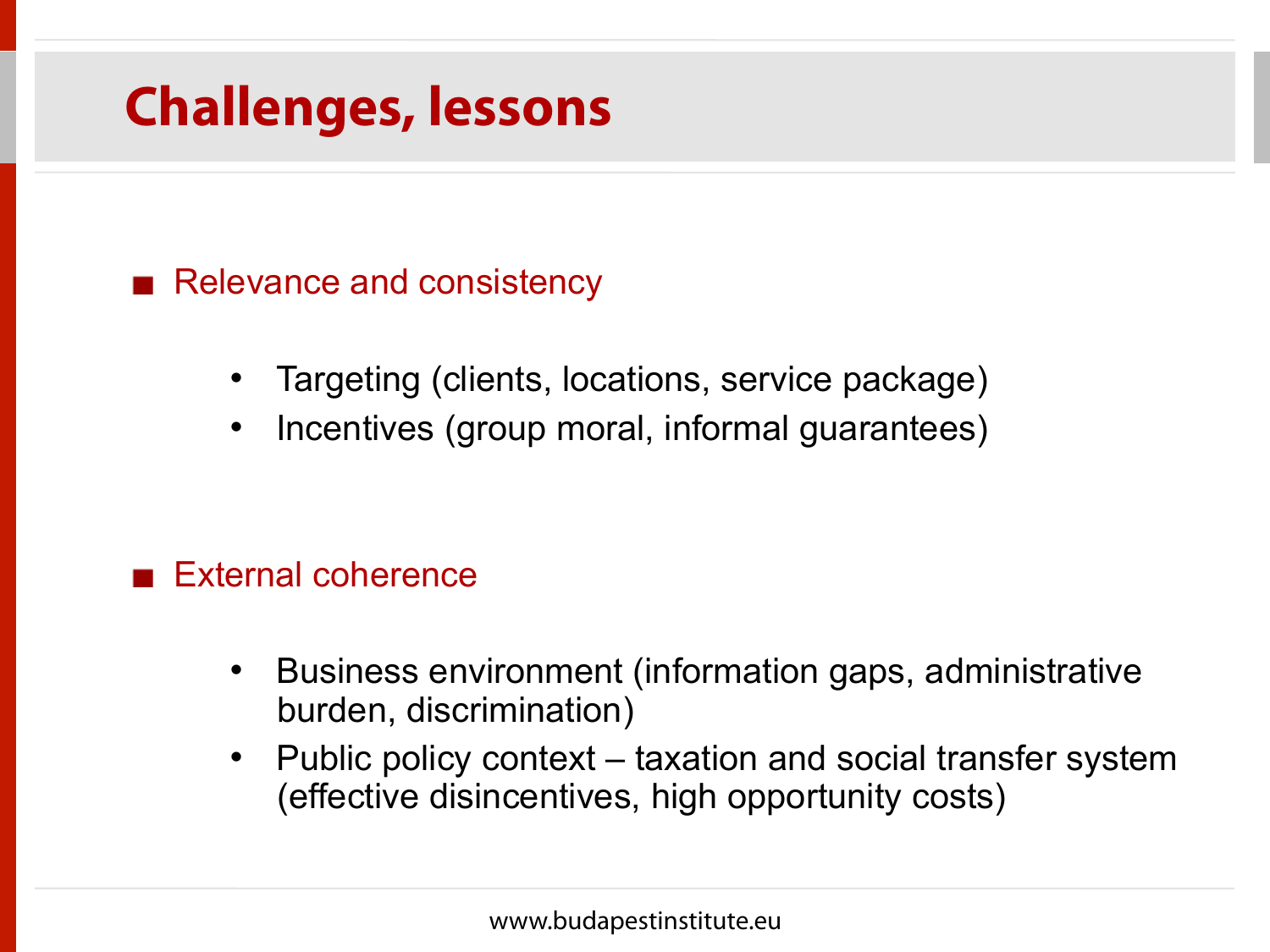# Challenges, lessons

- Relevance and consistency
  - Targeting (clients, locations, service package)
  - Incentives (group moral, informal guarantees)

- External coherence
  - Business environment (information gaps, administrative burden, discrimination)
  - Public policy context – taxation and social transfer system (effective disincentives, high opportunity costs)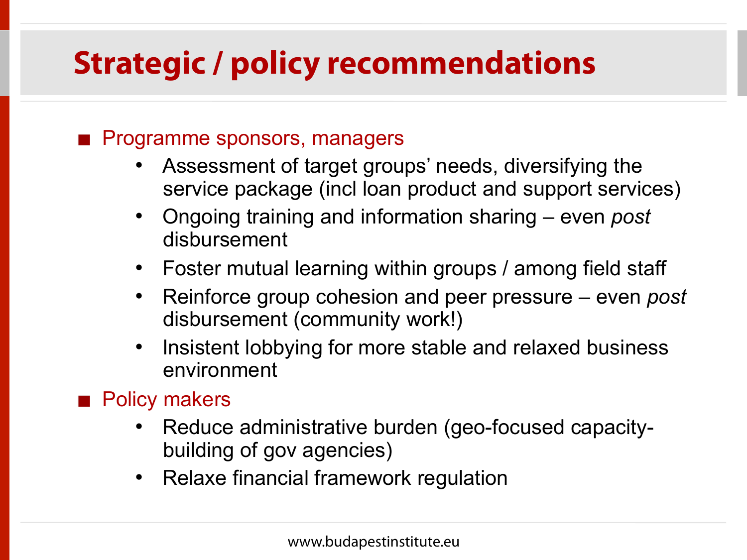# Strategic / policy recommendations

- Programme sponsors, managers
  - Assessment of target groups' needs, diversifying the service package (incl loan product and support services)
  - Ongoing training and information sharing – even *post* disbursement
  - Foster mutual learning within groups / among field staff
  - Reinforce group cohesion and peer pressure – even *post* disbursement (community work!)
  - Insistent lobbying for more stable and relaxed business environment
- Policy makers
  - Reduce administrative burden (geo-focused capacity-building of gov agencies)
  - Relaxe financial framework regulation

www.budapestinstitute.eu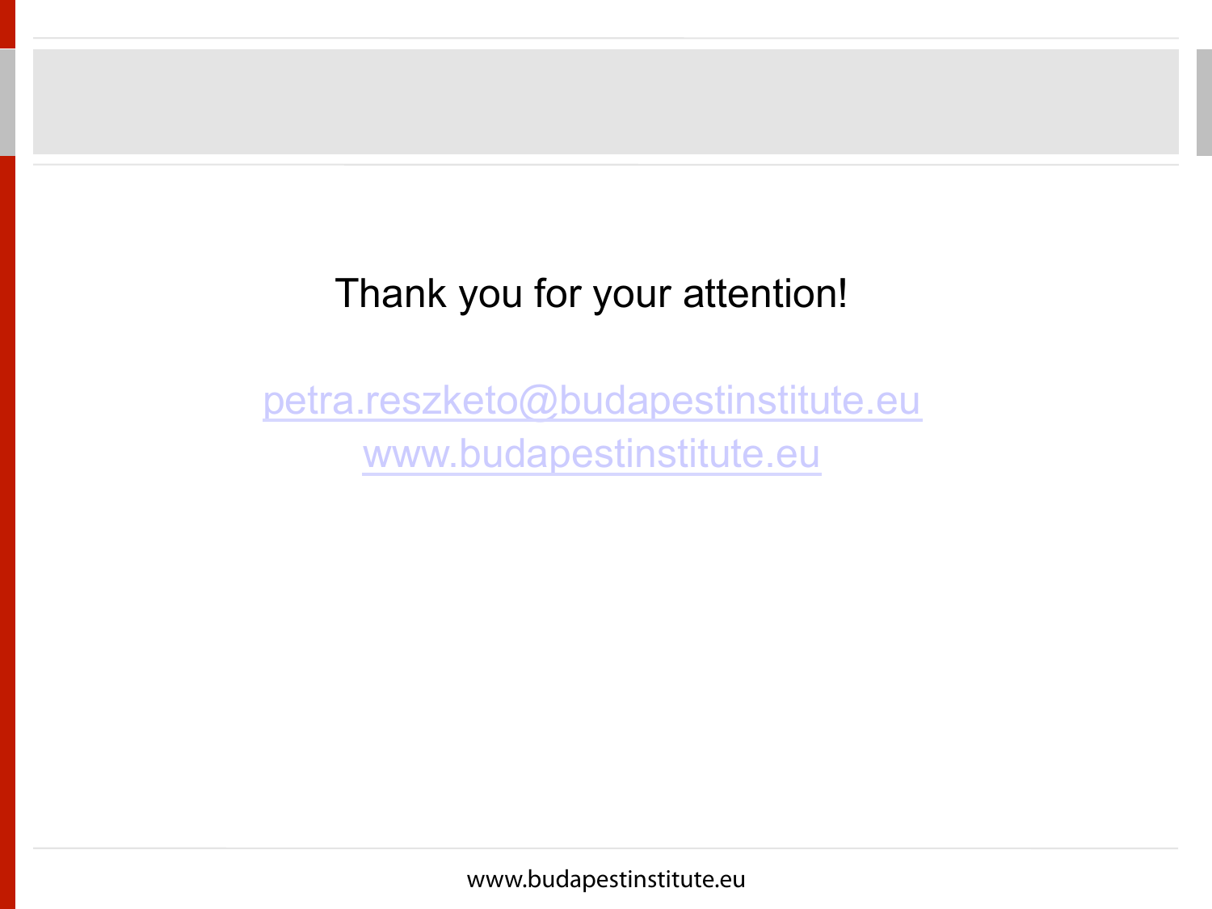Thank you for your attention!

petra.reszketo@budapestinstitute.eu

www.budapestinstitute.eu